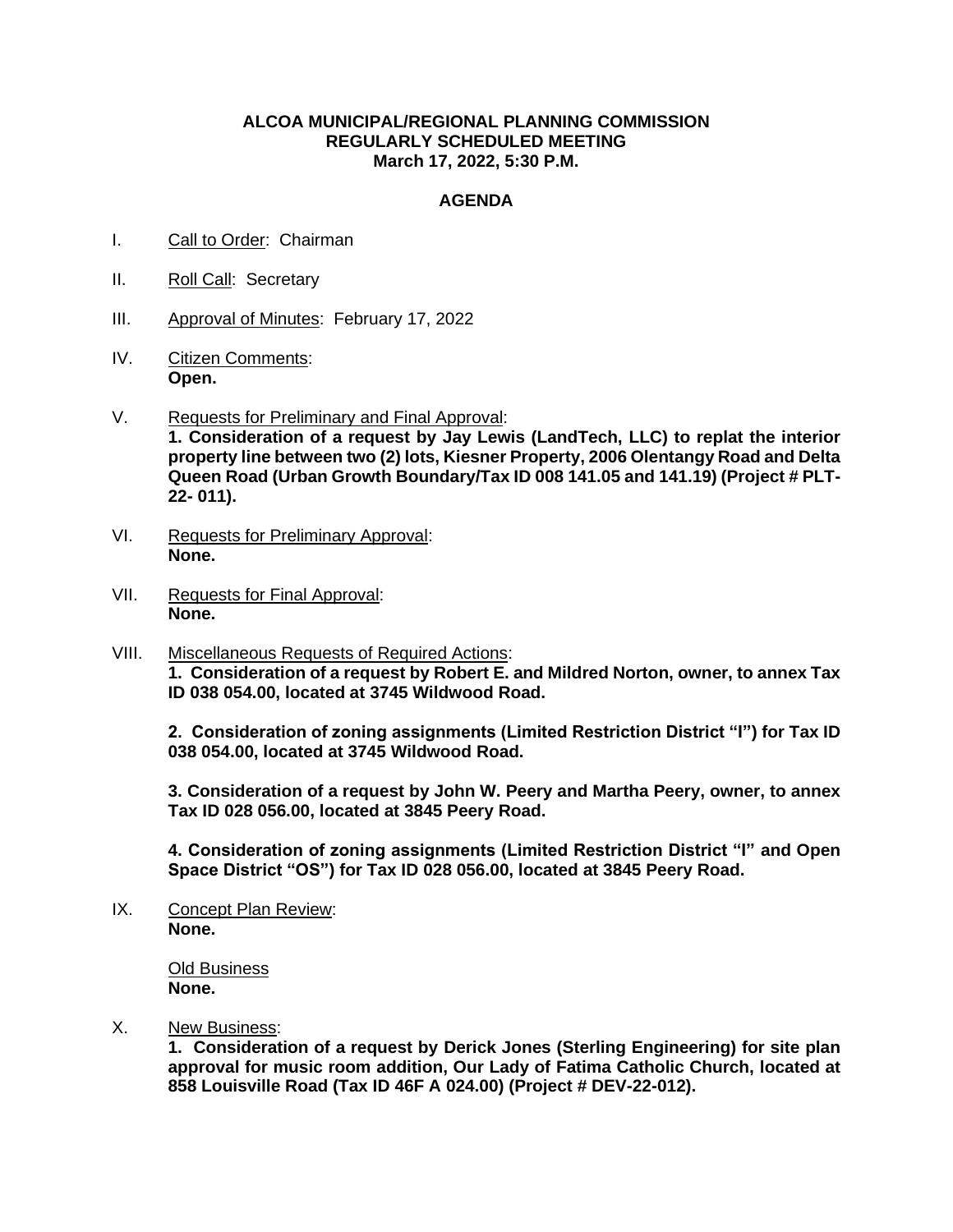**ALCOA MUNICIPAL/REGIONAL PLANNING COMMISSION**
**REGULARLY SCHEDULED MEETING**
**March 17, 2022, 5:30 P.M.**

**AGENDA**

I. Call to Order: Chairman

II. Roll Call: Secretary

III. Approval of Minutes: February 17, 2022

IV. Citizen Comments:
**Open.**

V. Requests for Preliminary and Final Approval:
**1. Consideration of a request by Jay Lewis (LandTech, LLC) to replat the interior property line between two (2) lots, Kiesner Property, 2006 Olentangy Road and Delta Queen Road (Urban Growth Boundary/Tax ID 008 141.05 and 141.19) (Project # PLT-22- 011).**

VI. Requests for Preliminary Approval:
**None.**

VII. Requests for Final Approval:
**None.**

VIII. Miscellaneous Requests of Required Actions:
**1. Consideration of a request by Robert E. and Mildred Norton, owner, to annex Tax ID 038 054.00, located at 3745 Wildwood Road.**

**2. Consideration of zoning assignments (Limited Restriction District "I") for Tax ID 038 054.00, located at 3745 Wildwood Road.**

**3. Consideration of a request by John W. Peery and Martha Peery, owner, to annex Tax ID 028 056.00, located at 3845 Peery Road.**

**4. Consideration of zoning assignments (Limited Restriction District "I" and Open Space District "OS") for Tax ID 028 056.00, located at 3845 Peery Road.**

IX. Concept Plan Review:
**None.**

Old Business
**None.**

X. New Business:
**1. Consideration of a request by Derick Jones (Sterling Engineering) for site plan approval for music room addition, Our Lady of Fatima Catholic Church, located at 858 Louisville Road (Tax ID 46F A 024.00) (Project # DEV-22-012).**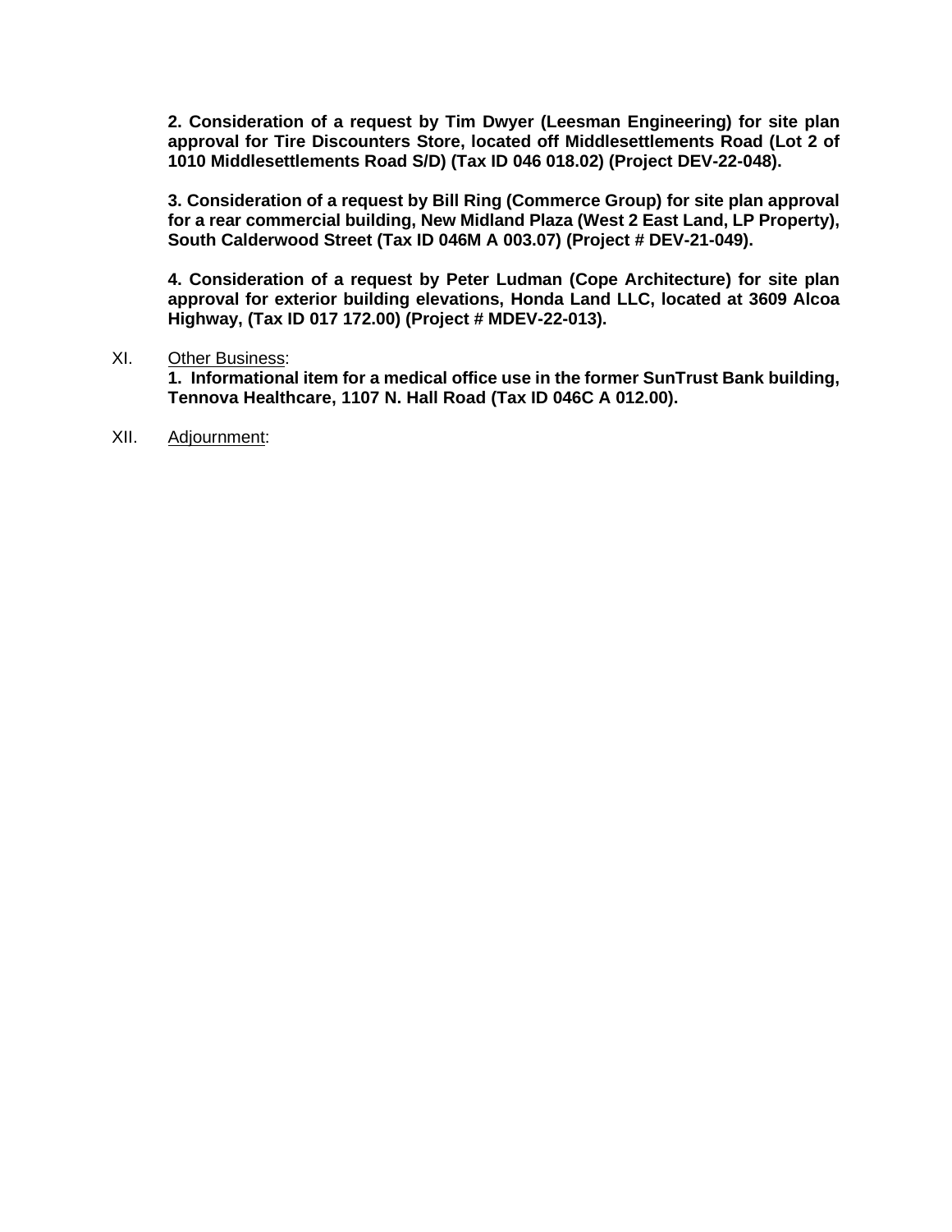**2. Consideration of a request by Tim Dwyer (Leesman Engineering) for site plan approval for Tire Discounters Store, located off Middlesettlements Road (Lot 2 of 1010 Middlesettlements Road S/D) (Tax ID 046 018.02) (Project DEV-22-048).**

**3. Consideration of a request by Bill Ring (Commerce Group) for site plan approval for a rear commercial building, New Midland Plaza (West 2 East Land, LP Property), South Calderwood Street (Tax ID 046M A 003.07) (Project # DEV-21-049).**

**4. Consideration of a request by Peter Ludman (Cope Architecture) for site plan approval for exterior building elevations, Honda Land LLC, located at 3609 Alcoa Highway, (Tax ID 017 172.00) (Project # MDEV-22-013).**

XI. Other Business:

**1. Informational item for a medical office use in the former SunTrust Bank building, Tennova Healthcare, 1107 N. Hall Road (Tax ID 046C A 012.00).**

XII. Adjournment: